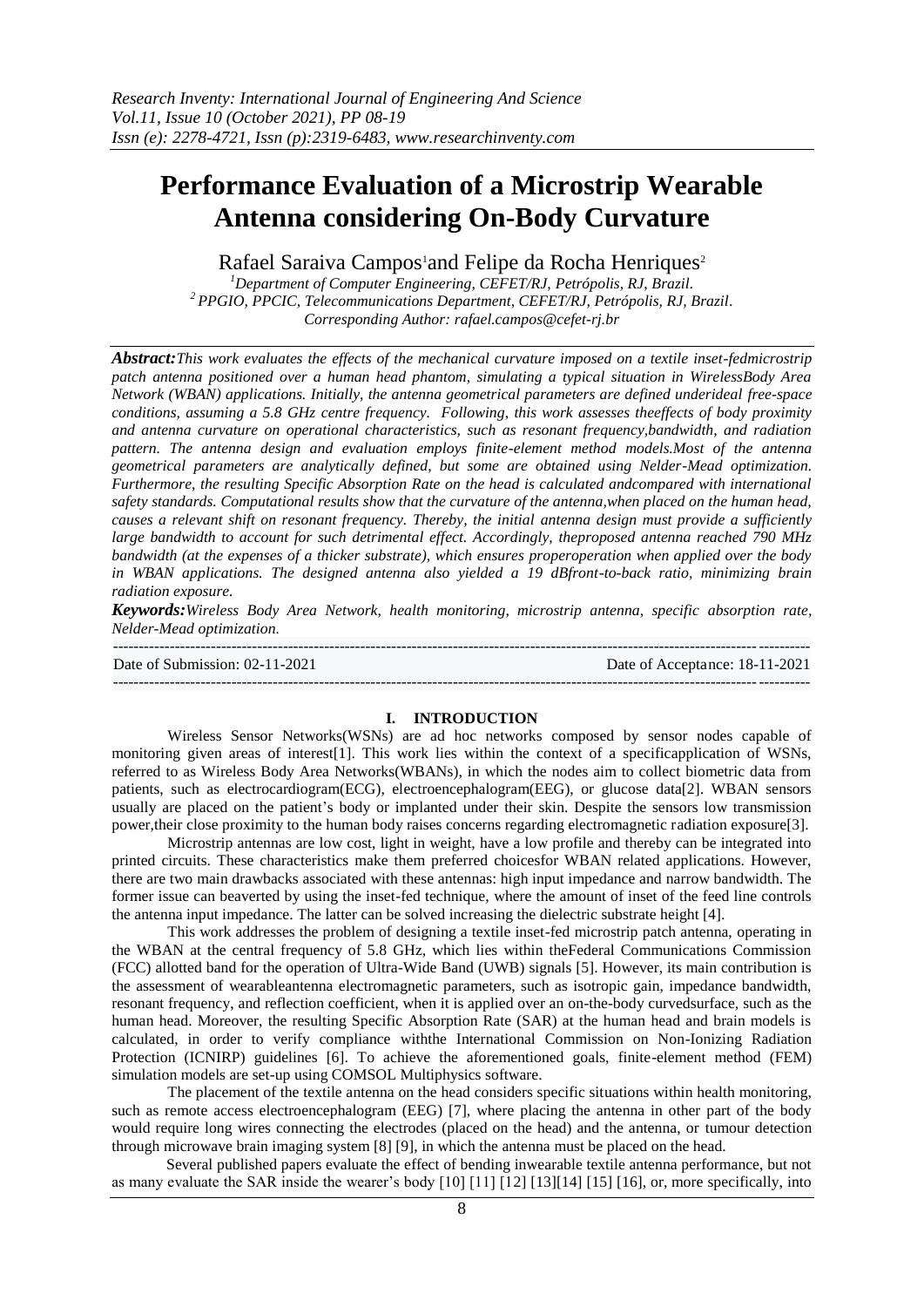# Performance Evaluation of a Microstrip Wearable Antenna considering On-Body Curvature

Rafael Saraiva Campos[1]and Felipe da Rocha Henriques[2]

[1]Department of Computer Engineering, CEFET/RJ, Petrópolis, RJ, Brazil.
[2] PPGIO, PPCIC, Telecommunications Department, CEFET/RJ, Petrópolis, RJ, Brazil.
Corresponding Author: rafael.campos@cefet-rj.br

***Abstract:****This work evaluates the effects of the mechanical curvature imposed on a textile inset-fedmicrostrip patch antenna positioned over a human head phantom, simulating a typical situation in WirelessBody Area Network (WBAN) applications. Initially, the antenna geometrical parameters are defined underideal free-space conditions, assuming a 5.8 GHz centre frequency. Following, this work assesses theeffects of body proximity and antenna curvature on operational characteristics, such as resonant frequency,bandwidth, and radiation pattern. The antenna design and evaluation employs finite-element method models.Most of the antenna geometrical parameters are analytically defined, but some are obtained using Nelder-Mead optimization. Furthermore, the resulting Specific Absorption Rate on the head is calculated andcompared with international safety standards. Computational results show that the curvature of the antenna,when placed on the human head, causes a relevant shift on resonant frequency. Thereby, the initial antenna design must provide a sufficiently large bandwidth to account for such detrimental effect. Accordingly, theproposed antenna reached 790 MHz bandwidth (at the expenses of a thicker substrate), which ensures properoperation when applied over the body in WBAN applications. The designed antenna also yielded a 19 dBfront-to-back ratio, minimizing brain radiation exposure.*

***Keywords:****Wireless Body Area Network, health monitoring, microstrip antenna, specific absorption rate, Nelder-Mead optimization.*

---

Date of Submission: 02-11-2021 Date of Acceptance: 18-11-2021

---

## I. INTRODUCTION

Wireless Sensor Networks(WSNs) are ad hoc networks composed by sensor nodes capable of monitoring given areas of interest[1]. This work lies within the context of a specificapplication of WSNs, referred to as Wireless Body Area Networks(WBANs), in which the nodes aim to collect biometric data from patients, such as electrocardiogram(ECG), electroencephalogram(EEG), or glucose data[2]. WBAN sensors usually are placed on the patient's body or implanted under their skin. Despite the sensors low transmission power,their close proximity to the human body raises concerns regarding electromagnetic radiation exposure[3].

Microstrip antennas are low cost, light in weight, have a low profile and thereby can be integrated into printed circuits. These characteristics make them preferred choicesfor WBAN related applications. However, there are two main drawbacks associated with these antennas: high input impedance and narrow bandwidth. The former issue can beaverted by using the inset-fed technique, where the amount of inset of the feed line controls the antenna input impedance. The latter can be solved increasing the dielectric substrate height [4].

This work addresses the problem of designing a textile inset-fed microstrip patch antenna, operating in the WBAN at the central frequency of 5.8 GHz, which lies within theFederal Communications Commission (FCC) allotted band for the operation of Ultra-Wide Band (UWB) signals [5]. However, its main contribution is the assessment of wearableantenna electromagnetic parameters, such as isotropic gain, impedance bandwidth, resonant frequency, and reflection coefficient, when it is applied over an on-the-body curvedsurface, such as the human head. Moreover, the resulting Specific Absorption Rate (SAR) at the human head and brain models is calculated, in order to verify compliance withthe International Commission on Non-Ionizing Radiation Protection (ICNIRP) guidelines [6]. To achieve the aforementioned goals, finite-element method (FEM) simulation models are set-up using COMSOL Multiphysics software.

The placement of the textile antenna on the head considers specific situations within health monitoring, such as remote access electroencephalogram (EEG) [7], where placing the antenna in other part of the body would require long wires connecting the electrodes (placed on the head) and the antenna, or tumour detection through microwave brain imaging system [8] [9], in which the antenna must be placed on the head.

Several published papers evaluate the effect of bending inwearable textile antenna performance, but not as many evaluate the SAR inside the wearer's body [10] [11] [12] [13][14] [15] [16], or, more specifically, into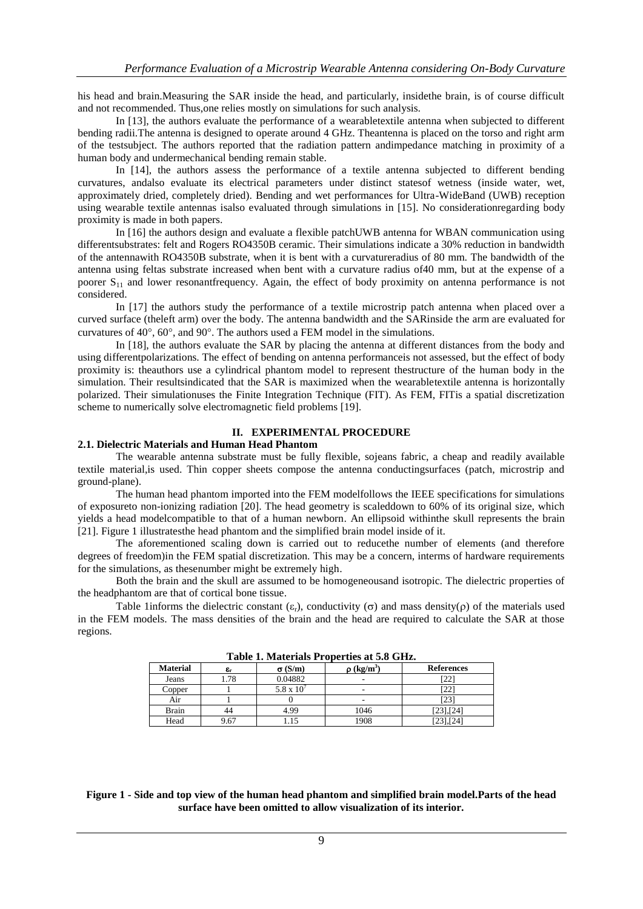his head and brain.Measuring the SAR inside the head, and particularly, insidethe brain, is of course difficult and not recommended. Thus,one relies mostly on simulations for such analysis.

In [13], the authors evaluate the performance of a wearabletextile antenna when subjected to different bending radii.The antenna is designed to operate around 4 GHz. Theantenna is placed on the torso and right arm of the testsubject. The authors reported that the radiation pattern andimpedance matching in proximity of a human body and undermechanical bending remain stable.

In [14], the authors assess the performance of a textile antenna subjected to different bending curvatures, andalso evaluate its electrical parameters under distinct statesof wetness (inside water, wet, approximately dried, completely dried). Bending and wet performances for Ultra-WideBand (UWB) reception using wearable textile antennas isalso evaluated through simulations in [15]. No considerationregarding body proximity is made in both papers.

In [16] the authors design and evaluate a flexible patchUWB antenna for WBAN communication using differentsubstrates: felt and Rogers RO4350B ceramic. Their simulations indicate a 30% reduction in bandwidth of the antennawith RO4350B substrate, when it is bent with a curvatureradius of 80 mm. The bandwidth of the antenna using feltas substrate increased when bent with a curvature radius of40 mm, but at the expense of a poorer $S_{11}$ and lower resonantfrequency. Again, the effect of body proximity on antenna performance is not considered.

In [17] the authors study the performance of a textile microstrip patch antenna when placed over a curved surface (theleft arm) over the body. The antenna bandwidth and the SARinside the arm are evaluated for curvatures of 40°, 60°, and 90°. The authors used a FEM model in the simulations.

In [18], the authors evaluate the SAR by placing the antenna at different distances from the body and using differentpolarizations. The effect of bending on antenna performanceis not assessed, but the effect of body proximity is: theauthors use a cylindrical phantom model to represent thestructure of the human body in the simulation. Their resultsindicated that the SAR is maximized when the wearabletextile antenna is horizontally polarized. Their simulationuses the Finite Integration Technique (FIT). As FEM, FITis a spatial discretization scheme to numerically solve electromagnetic field problems [19].

## II. EXPERIMENTAL PROCEDURE

### 2.1. Dielectric Materials and Human Head Phantom

The wearable antenna substrate must be fully flexible, sojeans fabric, a cheap and readily available textile material,is used. Thin copper sheets compose the antenna conductingsurfaces (patch, microstrip and ground-plane).

The human head phantom imported into the FEM modelfollows the IEEE specifications for simulations of exposureto non-ionizing radiation [20]. The head geometry is scaleddown to 60% of its original size, which yields a head modelcompatible to that of a human newborn. An ellipsoid withinthe skull represents the brain [21]. Figure 1 illustratesthe head phantom and the simplified brain model inside of it.

The aforementioned scaling down is carried out to reducethe number of elements (and therefore degrees of freedom)in the FEM spatial discretization. This may be a concern, interms of hardware requirements for the simulations, as thesenumber might be extremely high.

Both the brain and the skull are assumed to be homogeneousand isotropic. The dielectric properties of the headphantom are that of cortical bone tissue.

Table 1informs the dielectric constant ($\varepsilon_r$), conductivity ($\sigma$) and mass density($\rho$) of the materials used in the FEM models. The mass densities of the brain and the head are required to calculate the SAR at those regions.

**Table 1. Materials Properties at 5.8 GHz.**

| Material | $\varepsilon_r$ | $\sigma$ (S/m) | $\rho$ (kg/m$^3$) | References |
|---|---|---|---|---|
| Jeans | 1.78 | 0.04882 | - | [22] |
| Copper | 1 | $5.8 \times 10^7$ | - | [22] |
| Air | 1 | 0 | - | [23] |
| Brain | 44 | 4.99 | 1046 | [23],[24] |
| Head | 9.67 | 1.15 | 1908 | [23],[24] |

**Figure 1 - Side and top view of the human head phantom and simplified brain model.Parts of the head surface have been omitted to allow visualization of its interior.**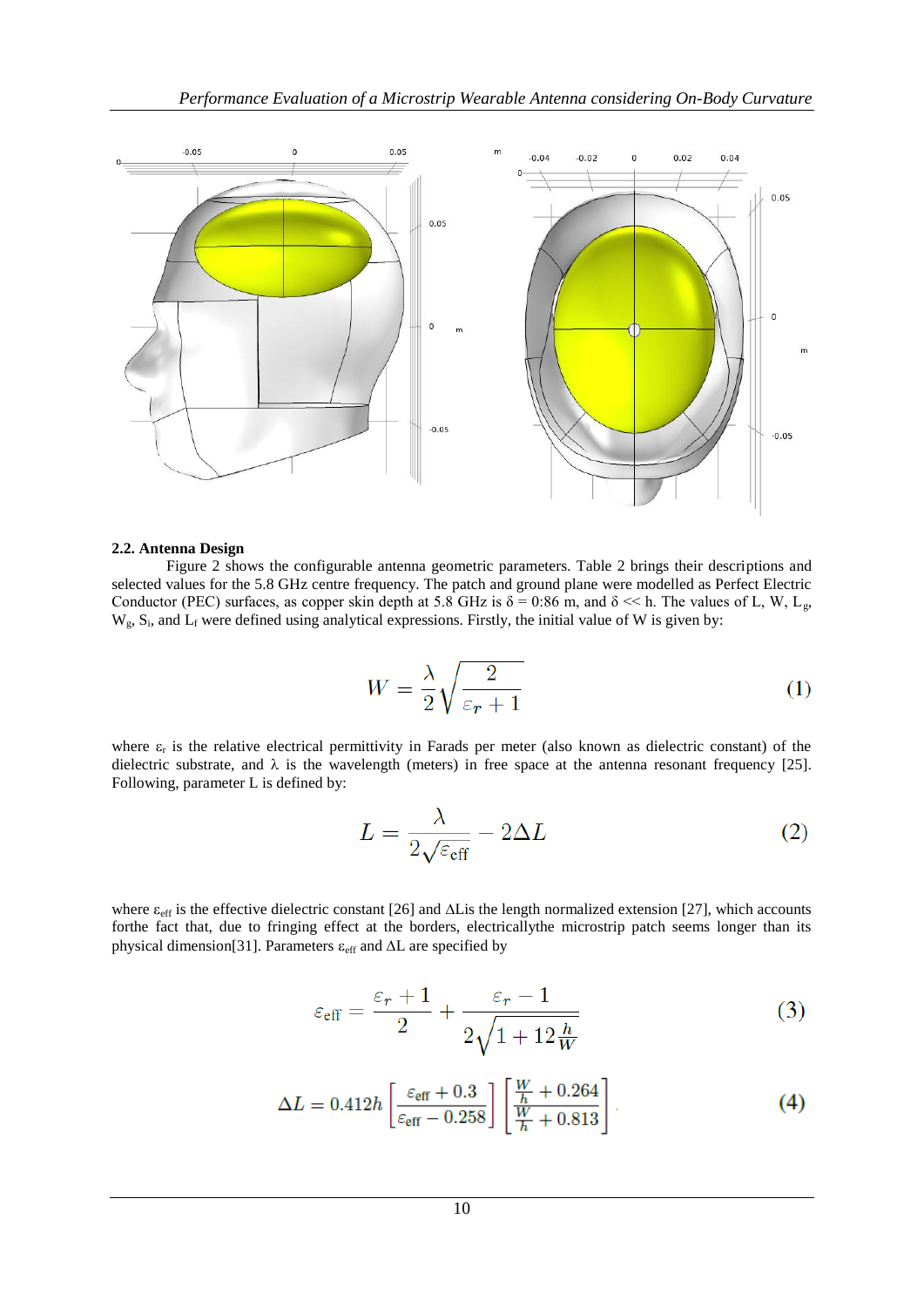### 2.2. Antenna Design

Figure 2 shows the configurable antenna geometric parameters. Table 2 brings their descriptions and selected values for the 5.8 GHz centre frequency. The patch and ground plane were modelled as Perfect Electric Conductor (PEC) surfaces, as copper skin depth at 5.8 GHz is $\delta$ = 0:86 m, and $\delta << h$. The values of L, W, $L_g$, $W_g$, $S_i$, and $L_f$ were defined using analytical expressions. Firstly, the initial value of W is given by:

$$W = \frac{\lambda}{2}\sqrt{\frac{2}{\varepsilon_r + 1}} \tag{1}$$

where $\varepsilon_r$ is the relative electrical permittivity in Farads per meter (also known as dielectric constant) of the dielectric substrate, and $\lambda$ is the wavelength (meters) in free space at the antenna resonant frequency [25]. Following, parameter L is defined by:

$$L = \frac{\lambda}{2\sqrt{\varepsilon_{\text{eff}}}} - 2\Delta L \tag{2}$$

where $\varepsilon_{\text{eff}}$ is the effective dielectric constant [26] and $\Delta L$is the length normalized extension [27], which accounts forthe fact that, due to fringing effect at the borders, electricallythe microstrip patch seems longer than its physical dimension[31]. Parameters $\varepsilon_{\text{eff}}$ and $\Delta L$ are specified by

$$\varepsilon_{\text{eff}} = \frac{\varepsilon_r + 1}{2} + \frac{\varepsilon_r - 1}{2\sqrt{1 + 12\frac{h}{W}}} \tag{3}$$

$$\Delta L = 0.412h\left[\frac{\varepsilon_{\text{eff}} + 0.3}{\varepsilon_{\text{eff}} - 0.258}\right]\left[\frac{\frac{W}{h} + 0.264}{\frac{W}{h} + 0.813}\right] \tag{4}$$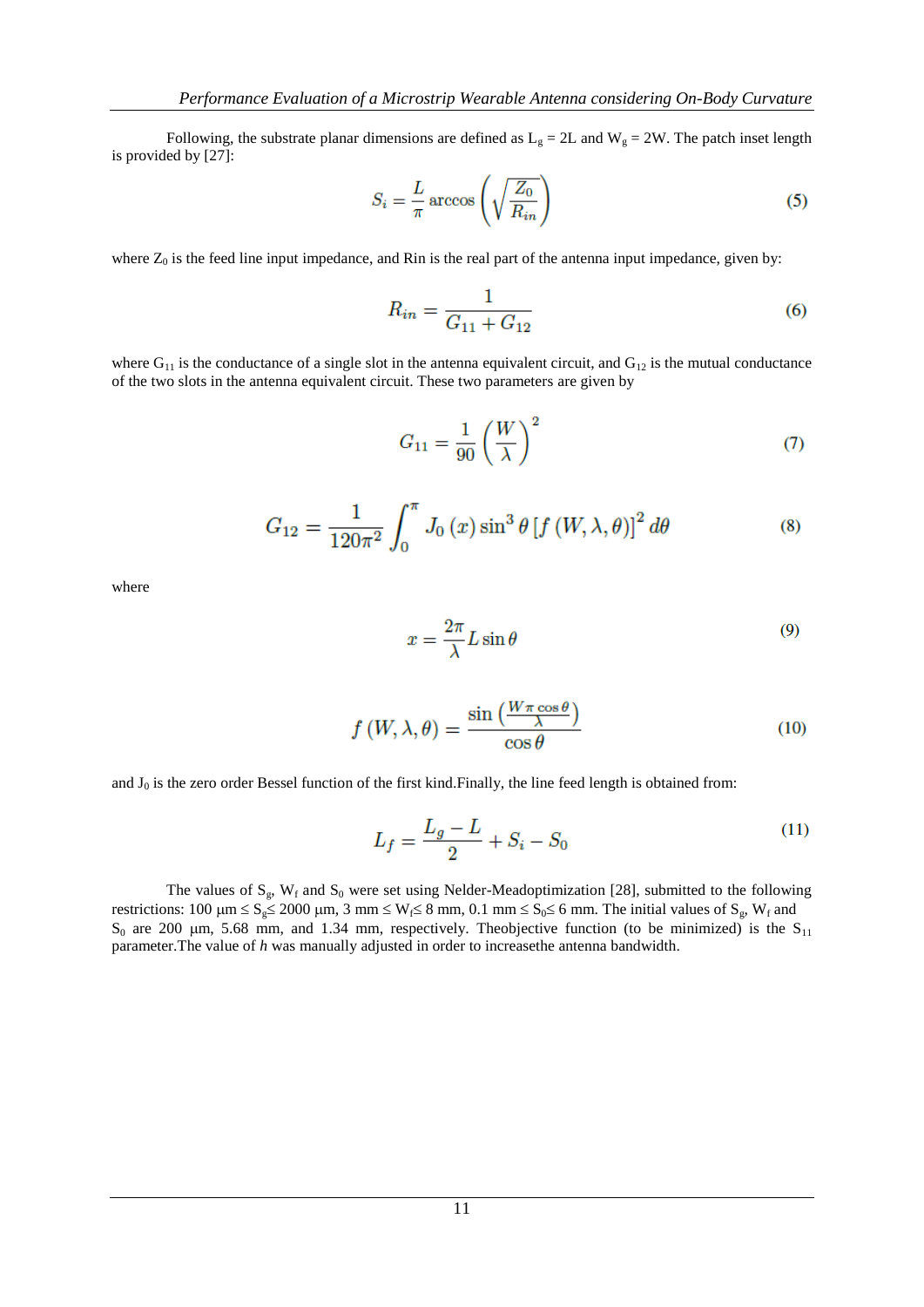Following, the substrate planar dimensions are defined as $L_g = 2L$ and $W_g = 2W$. The patch inset length is provided by [27]:

$$S_i = \frac{L}{\pi} \arccos\left(\sqrt{\frac{Z_0}{R_{in}}}\right) \tag{5}$$

where $Z_0$ is the feed line input impedance, and Rin is the real part of the antenna input impedance, given by:

$$R_{in} = \frac{1}{G_{11} + G_{12}} \tag{6}$$

where $G_{11}$ is the conductance of a single slot in the antenna equivalent circuit, and $G_{12}$ is the mutual conductance of the two slots in the antenna equivalent circuit. These two parameters are given by

$$G_{11} = \frac{1}{90}\left(\frac{W}{\lambda}\right)^2 \tag{7}$$

$$G_{12} = \frac{1}{120\pi^2} \int_0^{\pi} J_0(x) \sin^3\theta \left[f(W, \lambda, \theta)\right]^2 d\theta \tag{8}$$

where

$$x = \frac{2\pi}{\lambda} L \sin\theta \tag{9}$$

$$f(W, \lambda, \theta) = \frac{\sin\left(\frac{W\pi\cos\theta}{\lambda}\right)}{\cos\theta} \tag{10}$$

and $J_0$ is the zero order Bessel function of the first kind.Finally, the line feed length is obtained from:

$$L_f = \frac{L_g - L}{2} + S_i - S_0 \tag{11}$$

The values of $S_g$, $W_f$ and $S_0$ were set using Nelder-Meadoptimization [28], submitted to the following restrictions: 100 µm $\leq S_g \leq$ 2000 µm, 3 mm $\leq W_f \leq$ 8 mm, 0.1 mm $\leq S_0 \leq$ 6 mm. The initial values of $S_g$, $W_f$ and $S_0$ are 200 µm, 5.68 mm, and 1.34 mm, respectively. Theobjective function (to be minimized) is the $S_{11}$ parameter.The value of *h* was manually adjusted in order to increasethe antenna bandwidth.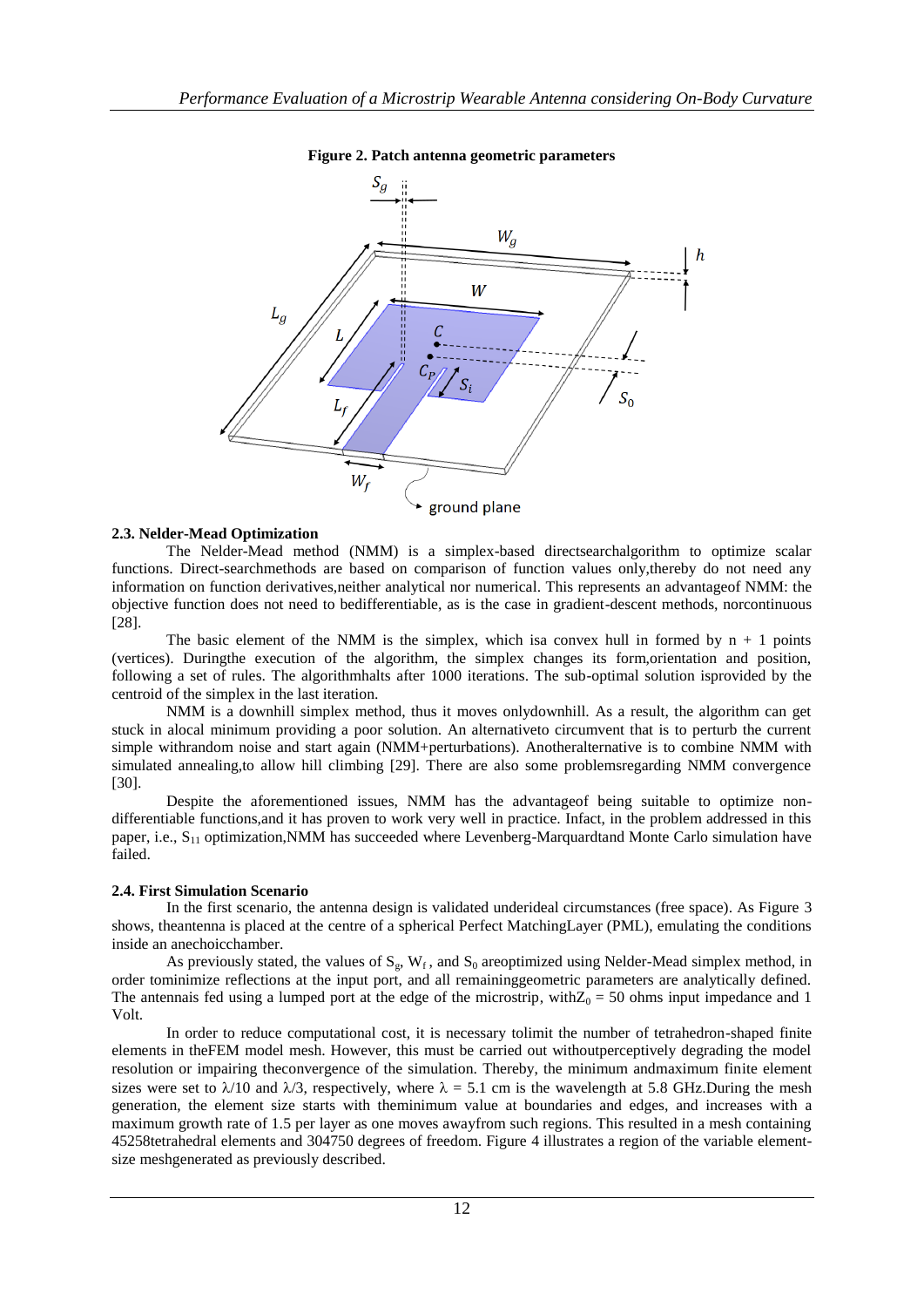**Figure 2. Patch antenna geometric parameters**

### 2.3. Nelder-Mead Optimization

The Nelder-Mead method (NMM) is a simplex-based directsearchalgorithm to optimize scalar functions. Direct-searchmethods are based on comparison of function values only,thereby do not need any information on function derivatives,neither analytical nor numerical. This represents an advantageof NMM: the objective function does not need to bedifferentiable, as is the case in gradient-descent methods, norcontinuous [28].

The basic element of the NMM is the simplex, which isa convex hull in formed by n + 1 points (vertices). Duringthe execution of the algorithm, the simplex changes its form,orientation and position, following a set of rules. The algorithmhalts after 1000 iterations. The sub-optimal solution isprovided by the centroid of the simplex in the last iteration.

NMM is a downhill simplex method, thus it moves onlydownhill. As a result, the algorithm can get stuck in alocal minimum providing a poor solution. An alternativeto circumvent that is to perturb the current simple withrandom noise and start again (NMM+perturbations). Anotheralternative is to combine NMM with simulated annealing,to allow hill climbing [29]. There are also some problemsregarding NMM convergence [30].

Despite the aforementioned issues, NMM has the advantageof being suitable to optimize non-differentiable functions,and it has proven to work very well in practice. Infact, in the problem addressed in this paper, i.e., $S_{11}$ optimization,NMM has succeeded where Levenberg-Marquardtand Monte Carlo simulation have failed.

### 2.4. First Simulation Scenario

In the first scenario, the antenna design is validated underideal circumstances (free space). As Figure 3 shows, theantenna is placed at the centre of a spherical Perfect MatchingLayer (PML), emulating the conditions inside an anechoicchamber.

As previously stated, the values of $S_g$, $W_f$, and $S_0$ areoptimized using Nelder-Mead simplex method, in order tominimize reflections at the input port, and all remaininggeometric parameters are analytically defined. The antennais fed using a lumped port at the edge of the microstrip, with$Z_0$ = 50 ohms input impedance and 1 Volt.

In order to reduce computational cost, it is necessary tolimit the number of tetrahedron-shaped finite elements in theFEM model mesh. However, this must be carried out withoutperceptively degrading the model resolution or impairing theconvergence of the simulation. Thereby, the minimum andmaximum finite element sizes were set to $\lambda/10$ and $\lambda/3$, respectively, where $\lambda$ = 5.1 cm is the wavelength at 5.8 GHz.During the mesh generation, the element size starts with theminimum value at boundaries and edges, and increases with a maximum growth rate of 1.5 per layer as one moves awayfrom such regions. This resulted in a mesh containing 45258tetrahedral elements and 304750 degrees of freedom. Figure 4 illustrates a region of the variable element-size meshgenerated as previously described.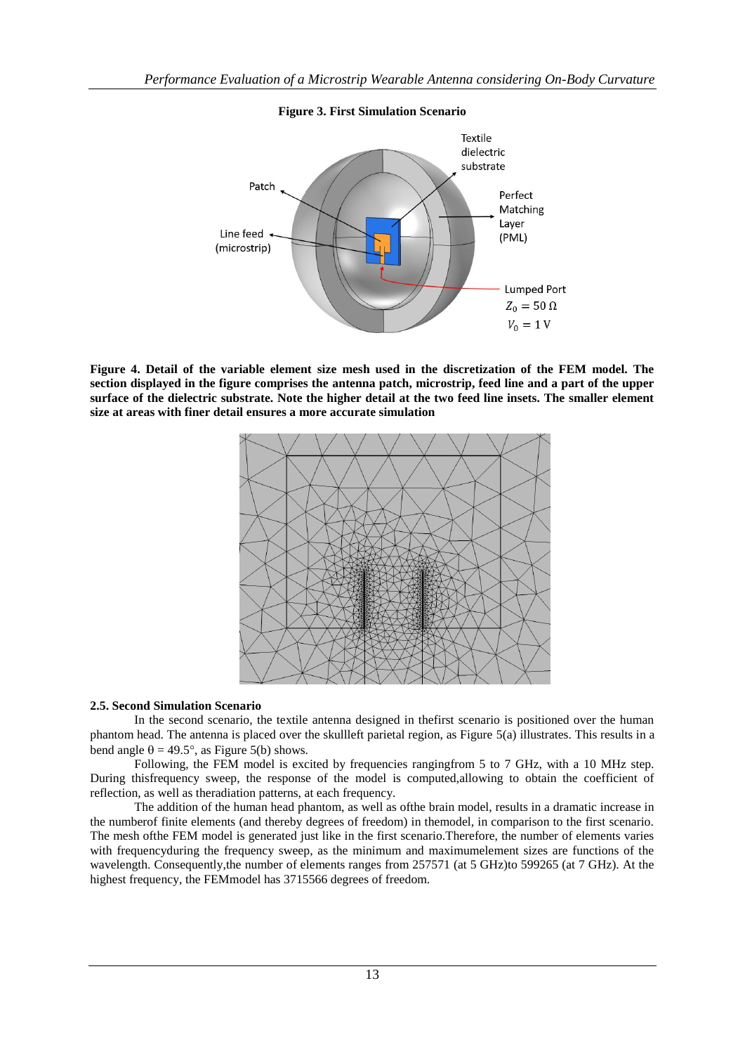**Figure 3. First Simulation Scenario**

**Figure 4. Detail of the variable element size mesh used in the discretization of the FEM model. The section displayed in the figure comprises the antenna patch, microstrip, feed line and a part of the upper surface of the dielectric substrate. Note the higher detail at the two feed line insets. The smaller element size at areas with finer detail ensures a more accurate simulation**

### 2.5. Second Simulation Scenario

In the second scenario, the textile antenna designed in thefirst scenario is positioned over the human phantom head. The antenna is placed over the skullleft parietal region, as Figure 5(a) illustrates. This results in a bend angle $\theta = 49.5°$, as Figure 5(b) shows.

Following, the FEM model is excited by frequencies rangingfrom 5 to 7 GHz, with a 10 MHz step. During thisfrequency sweep, the response of the model is computed,allowing to obtain the coefficient of reflection, as well as theradiation patterns, at each frequency.

The addition of the human head phantom, as well as ofthe brain model, results in a dramatic increase in the numberof finite elements (and thereby degrees of freedom) in themodel, in comparison to the first scenario. The mesh ofthe FEM model is generated just like in the first scenario.Therefore, the number of elements varies with frequencyduring the frequency sweep, as the minimum and maximumelement sizes are functions of the wavelength. Consequently,the number of elements ranges from 257571 (at 5 GHz)to 599265 (at 7 GHz). At the highest frequency, the FEMmodel has 3715566 degrees of freedom.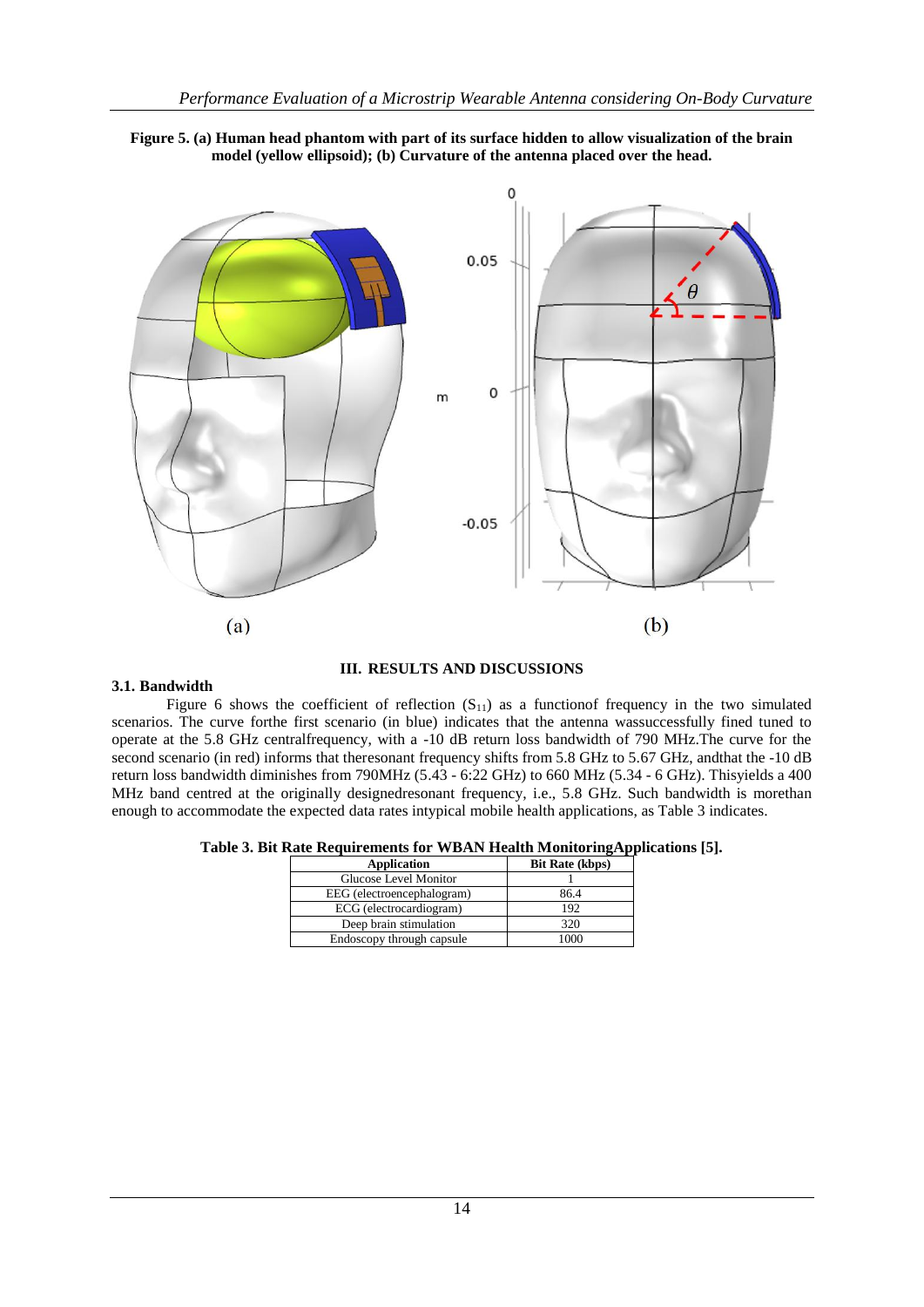**Figure 5. (a) Human head phantom with part of its surface hidden to allow visualization of the brain model (yellow ellipsoid); (b) Curvature of the antenna placed over the head.**

## III. RESULTS AND DISCUSSIONS

### 3.1. Bandwidth

Figure 6 shows the coefficient of reflection ($S_{11}$) as a functionof frequency in the two simulated scenarios. The curve forthe first scenario (in blue) indicates that the antenna wassuccessfully fined tuned to operate at the 5.8 GHz centralfrequency, with a -10 dB return loss bandwidth of 790 MHz.The curve for the second scenario (in red) informs that theresonant frequency shifts from 5.8 GHz to 5.67 GHz, andthat the -10 dB return loss bandwidth diminishes from 790MHz (5.43 - 6:22 GHz) to 660 MHz (5.34 - 6 GHz). Thisyields a 400 MHz band centred at the originally designedresonant frequency, i.e., 5.8 GHz. Such bandwidth is morethan enough to accommodate the expected data rates intypical mobile health applications, as Table 3 indicates.

**Table 3. Bit Rate Requirements for WBAN Health MonitoringApplications [5].**

| Application | Bit Rate (kbps) |
|---|---|
| Glucose Level Monitor | 1 |
| EEG (electroencephalogram) | 86.4 |
| ECG (electrocardiogram) | 192 |
| Deep brain stimulation | 320 |
| Endoscopy through capsule | 1000 |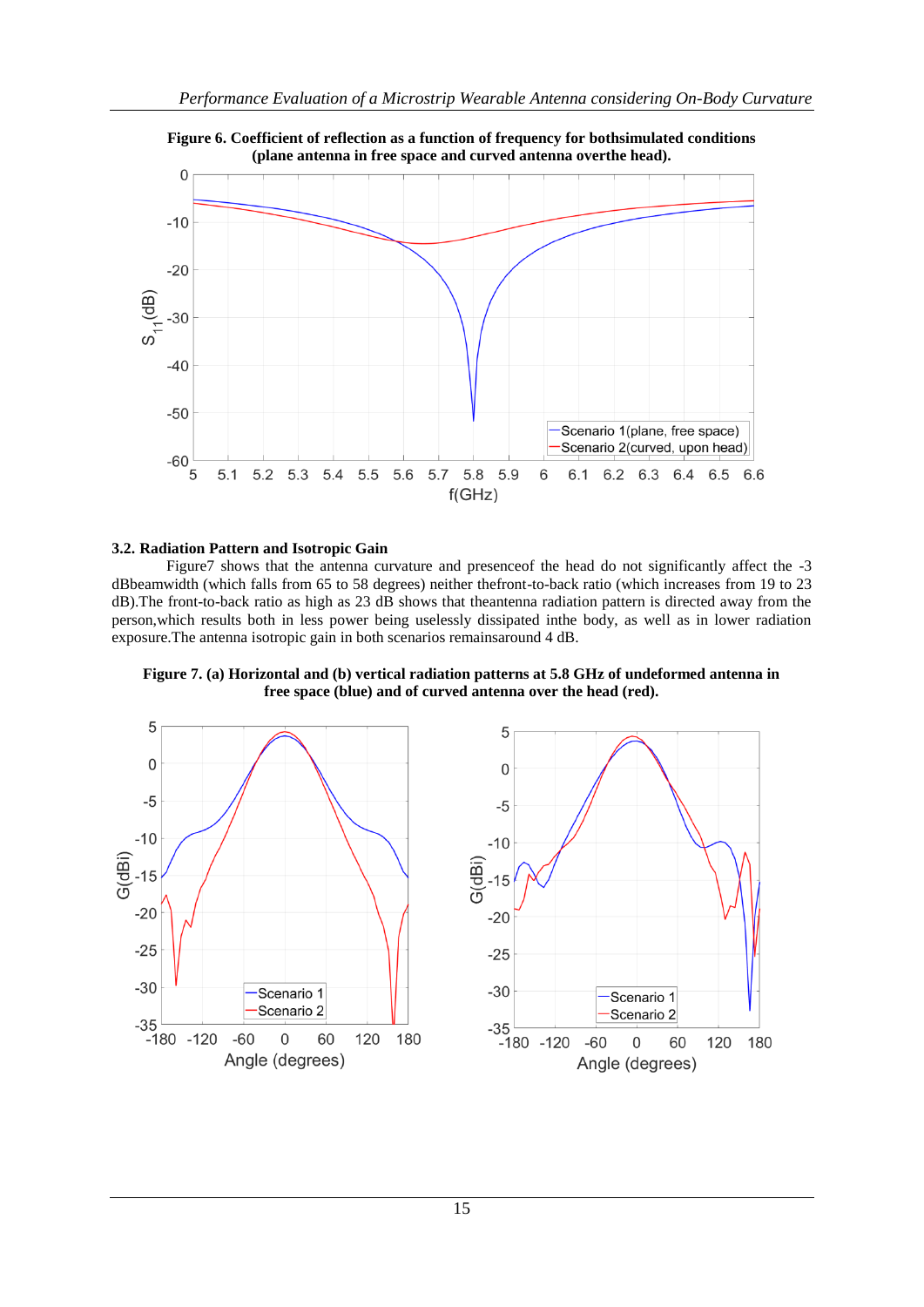**Figure 6. Coefficient of reflection as a function of frequency for bothsimulated conditions (plane antenna in free space and curved antenna overthe head).**

### 3.2. Radiation Pattern and Isotropic Gain

Figure7 shows that the antenna curvature and presenceof the head do not significantly affect the -3 dBbeamwidth (which falls from 65 to 58 degrees) neither thefront-to-back ratio (which increases from 19 to 23 dB).The front-to-back ratio as high as 23 dB shows that theantenna radiation pattern is directed away from the person,which results both in less power being uselessly dissipated inthe body, as well as in lower radiation exposure.The antenna isotropic gain in both scenarios remainsaround 4 dB.

**Figure 7. (a) Horizontal and (b) vertical radiation patterns at 5.8 GHz of undeformed antenna in free space (blue) and of curved antenna over the head (red).**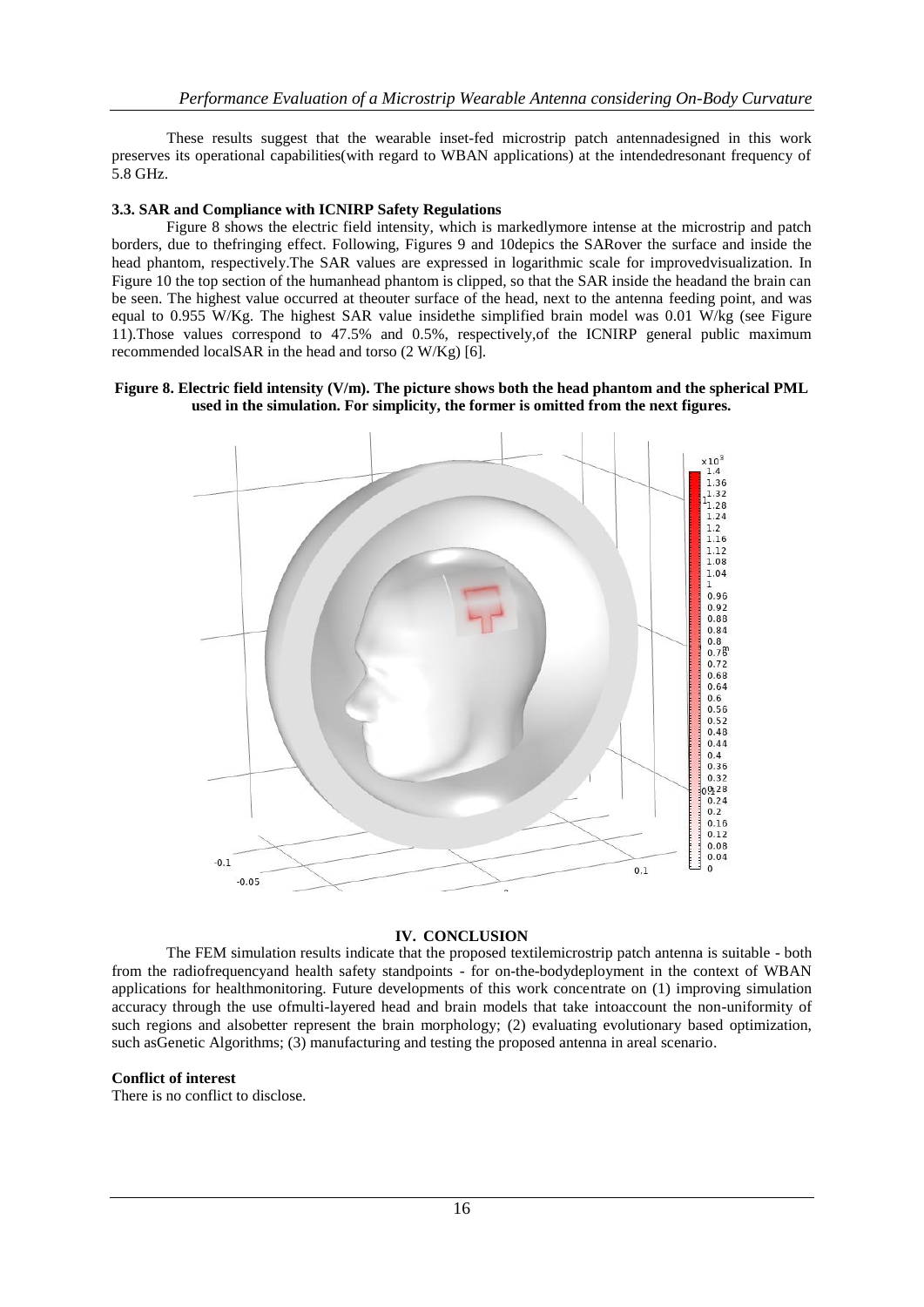These results suggest that the wearable inset-fed microstrip patch antennadesigned in this work preserves its operational capabilities(with regard to WBAN applications) at the intendedresonant frequency of 5.8 GHz.

### 3.3. SAR and Compliance with ICNIRP Safety Regulations

Figure 8 shows the electric field intensity, which is markedlymore intense at the microstrip and patch borders, due to thefringing effect. Following, Figures 9 and 10depics the SARover the surface and inside the head phantom, respectively.The SAR values are expressed in logarithmic scale for improvedvisualization. In Figure 10 the top section of the humanhead phantom is clipped, so that the SAR inside the headand the brain can be seen. The highest value occurred at theouter surface of the head, next to the antenna feeding point, and was equal to 0.955 W/Kg. The highest SAR value insidethe simplified brain model was 0.01 W/kg (see Figure 11).Those values correspond to 47.5% and 0.5%, respectively,of the ICNIRP general public maximum recommended localSAR in the head and torso (2 W/Kg) [6].

**Figure 8. Electric field intensity (V/m). The picture shows both the head phantom and the spherical PML used in the simulation. For simplicity, the former is omitted from the next figures.**

## IV. CONCLUSION

The FEM simulation results indicate that the proposed textilemicrostrip patch antenna is suitable - both from the radiofrequencyand health safety standpoints - for on-the-bodydeployment in the context of WBAN applications for healthmonitoring. Future developments of this work concentrate on (1) improving simulation accuracy through the use ofmulti-layered head and brain models that take intoaccount the non-uniformity of such regions and alsobetter represent the brain morphology; (2) evaluating evolutionary based optimization, such asGenetic Algorithms; (3) manufacturing and testing the proposed antenna in areal scenario.

**Conflict of interest**

There is no conflict to disclose.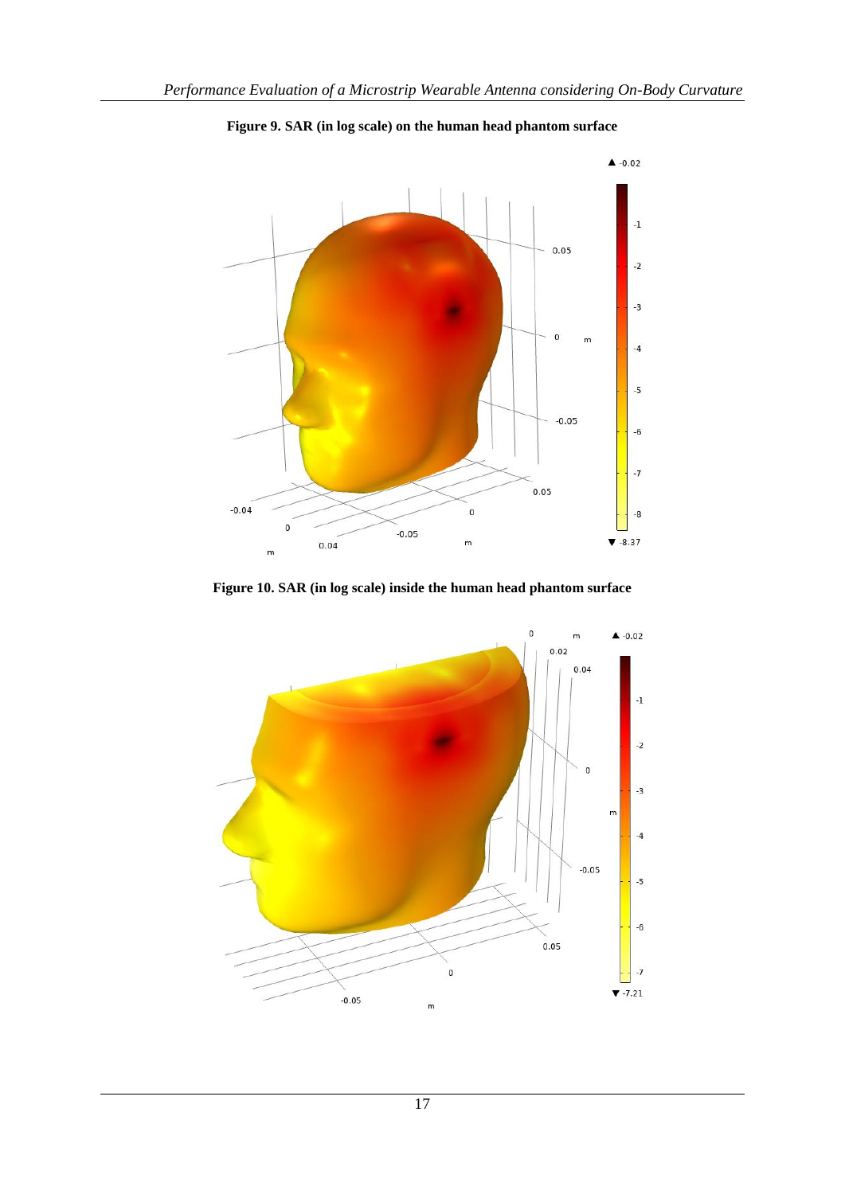**Figure 9. SAR (in log scale) on the human head phantom surface**

**Figure 10. SAR (in log scale) inside the human head phantom surface**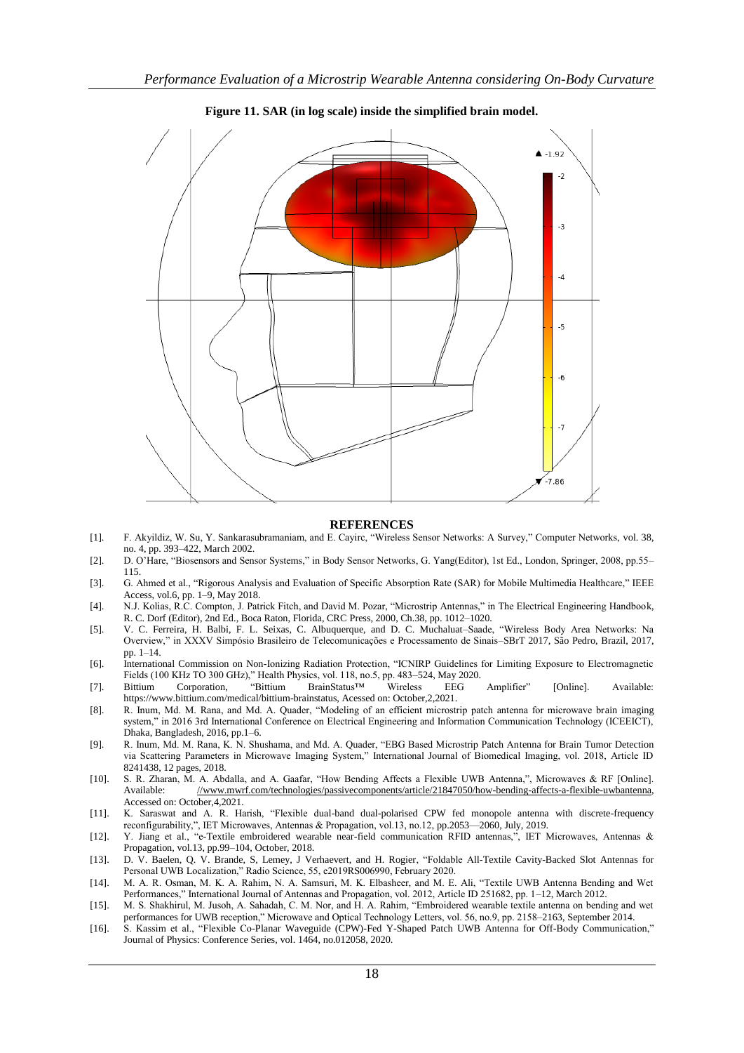**Figure 11. SAR (in log scale) inside the simplified brain model.**

## REFERENCES

[1]. F. Akyildiz, W. Su, Y. Sankarasubramaniam, and E. Cayirc, "Wireless Sensor Networks: A Survey," Computer Networks, vol. 38, no. 4, pp. 393–422, March 2002.

[2]. D. O'Hare, "Biosensors and Sensor Systems," in Body Sensor Networks, G. Yang(Editor), 1st Ed., London, Springer, 2008, pp.55–115.

[3]. G. Ahmed et al., "Rigorous Analysis and Evaluation of Specific Absorption Rate (SAR) for Mobile Multimedia Healthcare," IEEE Access, vol.6, pp. 1–9, May 2018.

[4]. N.J. Kolias, R.C. Compton, J. Patrick Fitch, and David M. Pozar, "Microstrip Antennas," in The Electrical Engineering Handbook, R. C. Dorf (Editor), 2nd Ed., Boca Raton, Florida, CRC Press, 2000, Ch.38, pp. 1012–1020.

[5]. V. C. Ferreira, H. Balbi, F. L. Seixas, C. Albuquerque, and D. C. Muchaluat–Saade, "Wireless Body Area Networks: Na Overview," in XXXV Simpósio Brasileiro de Telecomunicações e Processamento de Sinais–SBrT 2017, São Pedro, Brazil, 2017, pp. 1–14.

[6]. International Commission on Non-Ionizing Radiation Protection, "ICNIRP Guidelines for Limiting Exposure to Electromagnetic Fields (100 KHz TO 300 GHz)," Health Physics, vol. 118, no.5, pp. 483–524, May 2020.

[7]. Bittium Corporation, "Bittium BrainStatus™ Wireless EEG Amplifier" [Online]. Available: https://www.bittium.com/medical/bittium-brainstatus, Acessed on: October,2,2021.

[8]. R. Inum, Md. M. Rana, and Md. A. Quader, "Modeling of an efficient microstrip patch antenna for microwave brain imaging system," in 2016 3rd International Conference on Electrical Engineering and Information Communication Technology (ICEEICT), Dhaka, Bangladesh, 2016, pp.1–6.

[9]. R. Inum, Md. M. Rana, K. N. Shushama, and Md. A. Quader, "EBG Based Microstrip Patch Antenna for Brain Tumor Detection via Scattering Parameters in Microwave Imaging System," International Journal of Biomedical Imaging, vol. 2018, Article ID 8241438, 12 pages, 2018.

[10]. S. R. Zharan, M. A. Abdalla, and A. Gaafar, "How Bending Affects a Flexible UWB Antenna,", Microwaves & RF [Online]. Available: //www.mwrf.com/technologies/passivecomponents/article/21847050/how-bending-affects-a-flexible-uwbantenna, Accessed on: October,4,2021.

[11]. K. Saraswat and A. R. Harish, "Flexible dual-band dual-polarised CPW fed monopole antenna with discrete-frequency reconfigurability,", IET Microwaves, Antennas & Propagation, vol.13, no.12, pp.2053—2060, July, 2019.

[12]. Y. Jiang et al., "e-Textile embroidered wearable near-field communication RFID antennas,", IET Microwaves, Antennas & Propagation, vol.13, pp.99–104, October, 2018.

[13]. D. V. Baelen, Q. V. Brande, S, Lemey, J Verhaevert, and H. Rogier, "Foldable All-Textile Cavity-Backed Slot Antennas for Personal UWB Localization," Radio Science, 55, e2019RS006990, February 2020.

[14]. M. A. R. Osman, M. K. A. Rahim, N. A. Samsuri, M. K. Elbasheer, and M. E. Ali, "Textile UWB Antenna Bending and Wet Performances," International Journal of Antennas and Propagation, vol. 2012, Article ID 251682, pp. 1–12, March 2012.

[15]. M. S. Shakhirul, M. Jusoh, A. Sahadah, C. M. Nor, and H. A. Rahim, "Embroidered wearable textile antenna on bending and wet performances for UWB reception," Microwave and Optical Technology Letters, vol. 56, no.9, pp. 2158–2163, September 2014.

[16]. S. Kassim et al., "Flexible Co-Planar Waveguide (CPW)-Fed Y-Shaped Patch UWB Antenna for Off-Body Communication," Journal of Physics: Conference Series, vol. 1464, no.012058, 2020.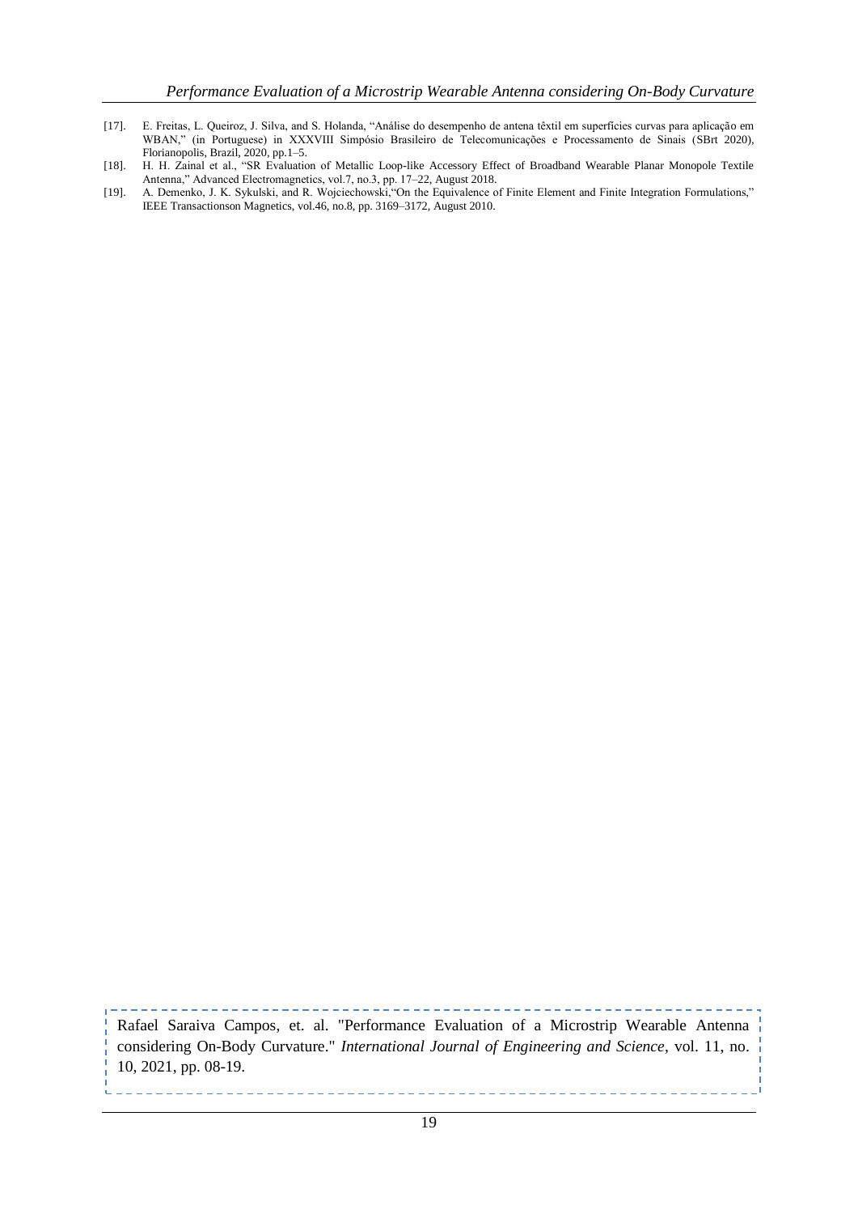[17]. E. Freitas, L. Queiroz, J. Silva, and S. Holanda, "Análise do desempenho de antena têxtil em superfícies curvas para aplicação em WBAN," (in Portuguese) in XXXVIII Simpósio Brasileiro de Telecomunicações e Processamento de Sinais (SBrt 2020), Florianopolis, Brazil, 2020, pp.1–5.

[18]. H. H. Zainal et al., "SR Evaluation of Metallic Loop-like Accessory Effect of Broadband Wearable Planar Monopole Textile Antenna," Advanced Electromagnetics, vol.7, no.3, pp. 17–22, August 2018.

[19]. A. Demenko, J. K. Sykulski, and R. Wojciechowski,"On the Equivalence of Finite Element and Finite Integration Formulations," IEEE Transactionson Magnetics, vol.46, no.8, pp. 3169–3172, August 2010.

Rafael Saraiva Campos, et. al. "Performance Evaluation of a Microstrip Wearable Antenna considering On-Body Curvature." *International Journal of Engineering and Science*, vol. 11, no. 10, 2021, pp. 08-19.